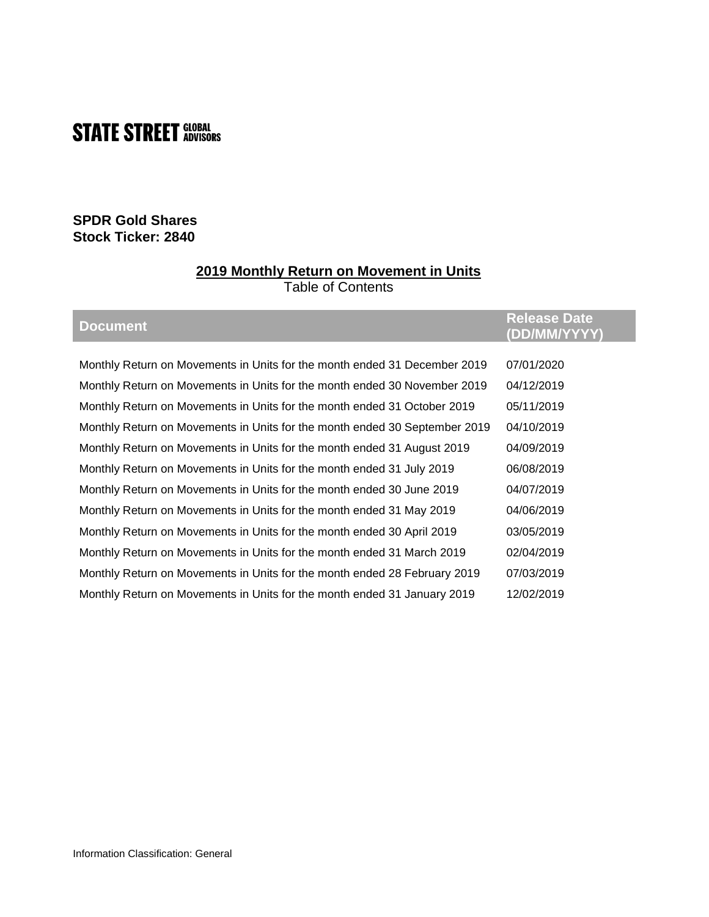STATE STREET GLOBAL ADVISORS

**SPDR Gold Shares**
**Stock Ticker: 2840**

## 2019 Monthly Return on Movement in Units

Table of Contents

| Document | Release Date (DD/MM/YYYY) |
| --- | --- |
| Monthly Return on Movements in Units for the month ended 31 December 2019 | 07/01/2020 |
| Monthly Return on Movements in Units for the month ended 30 November 2019 | 04/12/2019 |
| Monthly Return on Movements in Units for the month ended 31 October 2019 | 05/11/2019 |
| Monthly Return on Movements in Units for the month ended 30 September 2019 | 04/10/2019 |
| Monthly Return on Movements in Units for the month ended 31 August 2019 | 04/09/2019 |
| Monthly Return on Movements in Units for the month ended 31 July 2019 | 06/08/2019 |
| Monthly Return on Movements in Units for the month ended 30 June 2019 | 04/07/2019 |
| Monthly Return on Movements in Units for the month ended 31 May 2019 | 04/06/2019 |
| Monthly Return on Movements in Units for the month ended 30 April 2019 | 03/05/2019 |
| Monthly Return on Movements in Units for the month ended 31 March 2019 | 02/04/2019 |
| Monthly Return on Movements in Units for the month ended 28 February 2019 | 07/03/2019 |
| Monthly Return on Movements in Units for the month ended 31 January 2019 | 12/02/2019 |

Information Classification: General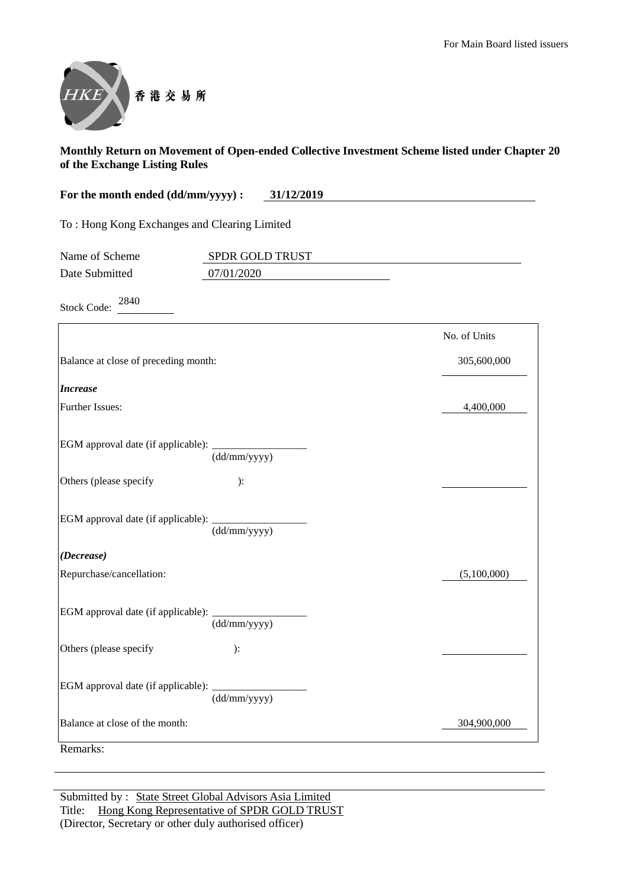For Main Board listed issuers

香港交易所

**Monthly Return on Movement of Open-ended Collective Investment Scheme listed under Chapter 20 of the Exchange Listing Rules**

**For the month ended (dd/mm/yyyy) : 31/12/2019**

To : Hong Kong Exchanges and Clearing Limited

Name of Scheme: SPDR GOLD TRUST
Date Submitted: 07/01/2020

Stock Code: 2840

| | No. of Units |
|---|---|
| Balance at close of preceding month: | 305,600,000 |
| ***Increase*** | |
| Further Issues: | 4,400,000 |
| EGM approval date (if applicable): ______ (dd/mm/yyyy) | |
| Others (please specify ): | |
| EGM approval date (if applicable): ______ (dd/mm/yyyy) | |
| ***(Decrease)*** | |
| Repurchase/cancellation: | (5,100,000) |
| EGM approval date (if applicable): ______ (dd/mm/yyyy) | |
| Others (please specify ): | |
| EGM approval date (if applicable): ______ (dd/mm/yyyy) | |
| Balance at close of the month: | 304,900,000 |

Remarks:

Submitted by : State Street Global Advisors Asia Limited
Title: Hong Kong Representative of SPDR GOLD TRUST
(Director, Secretary or other duly authorised officer)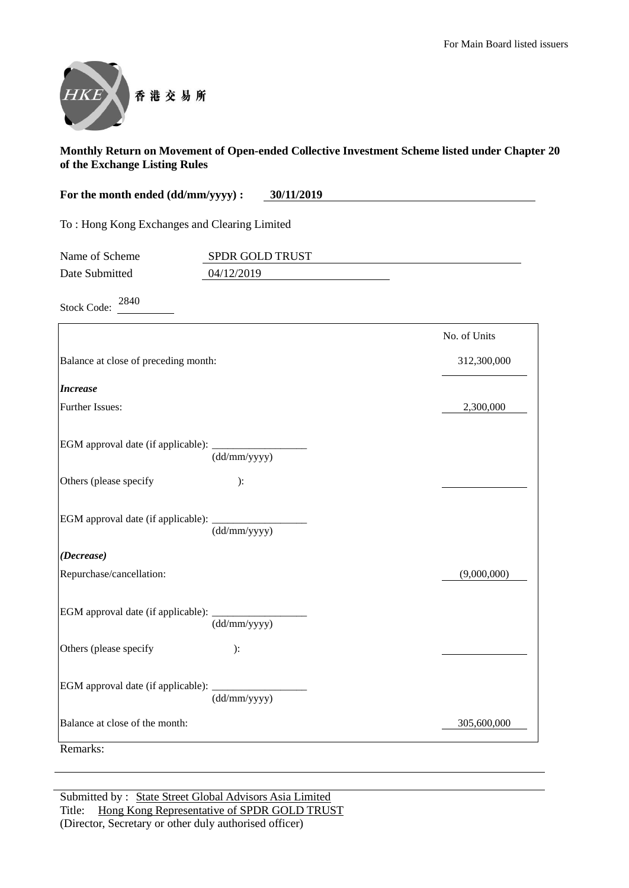For Main Board listed issuers

香港交易所

**Monthly Return on Movement of Open-ended Collective Investment Scheme listed under Chapter 20 of the Exchange Listing Rules**

**For the month ended (dd/mm/yyyy) : 30/11/2019**

To : Hong Kong Exchanges and Clearing Limited

Name of Scheme: SPDR GOLD TRUST

Date Submitted: 04/12/2019

Stock Code: 2840

| | No. of Units |
|---|---|
| Balance at close of preceding month: | 312,300,000 |
| ***Increase*** | |
| Further Issues: | 2,300,000 |
| EGM approval date (if applicable): ______ (dd/mm/yyyy) | |
| Others (please specify ): | |
| EGM approval date (if applicable): ______ (dd/mm/yyyy) | |
| ***(Decrease)*** | |
| Repurchase/cancellation: | (9,000,000) |
| EGM approval date (if applicable): ______ (dd/mm/yyyy) | |
| Others (please specify ): | |
| EGM approval date (if applicable): ______ (dd/mm/yyyy) | |
| Balance at close of the month: | 305,600,000 |

Remarks:

Submitted by : State Street Global Advisors Asia Limited

Title: Hong Kong Representative of SPDR GOLD TRUST

(Director, Secretary or other duly authorised officer)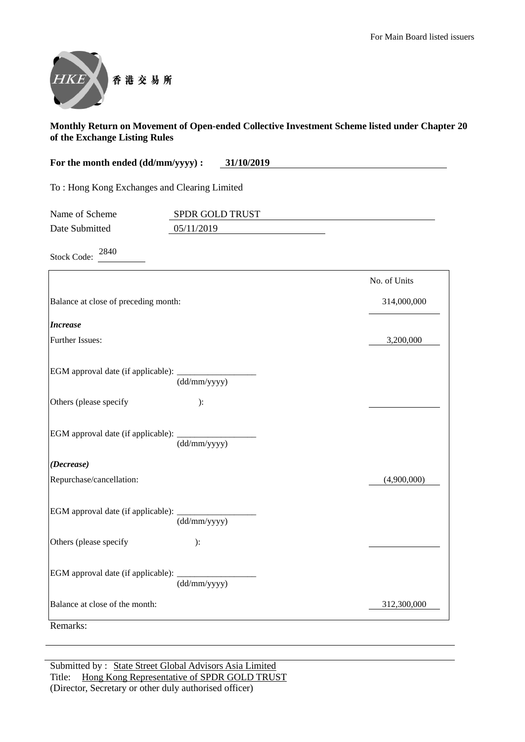For Main Board listed issuers

香港交易所

**Monthly Return on Movement of Open-ended Collective Investment Scheme listed under Chapter 20 of the Exchange Listing Rules**

**For the month ended (dd/mm/yyyy) : 31/10/2019**

To : Hong Kong Exchanges and Clearing Limited

Name of Scheme: SPDR GOLD TRUST

Date Submitted: 05/11/2019

Stock Code: 2840

| | No. of Units |
|---|---|
| Balance at close of preceding month: | 314,000,000 |
| ***Increase*** | |
| Further Issues: | 3,200,000 |
| EGM approval date (if applicable): ______ (dd/mm/yyyy) | |
| Others (please specify ): | |
| EGM approval date (if applicable): ______ (dd/mm/yyyy) | |
| ***(Decrease)*** | |
| Repurchase/cancellation: | (4,900,000) |
| EGM approval date (if applicable): ______ (dd/mm/yyyy) | |
| Others (please specify ): | |
| EGM approval date (if applicable): ______ (dd/mm/yyyy) | |
| Balance at close of the month: | 312,300,000 |

Remarks:

Submitted by : State Street Global Advisors Asia Limited
Title: Hong Kong Representative of SPDR GOLD TRUST
(Director, Secretary or other duly authorised officer)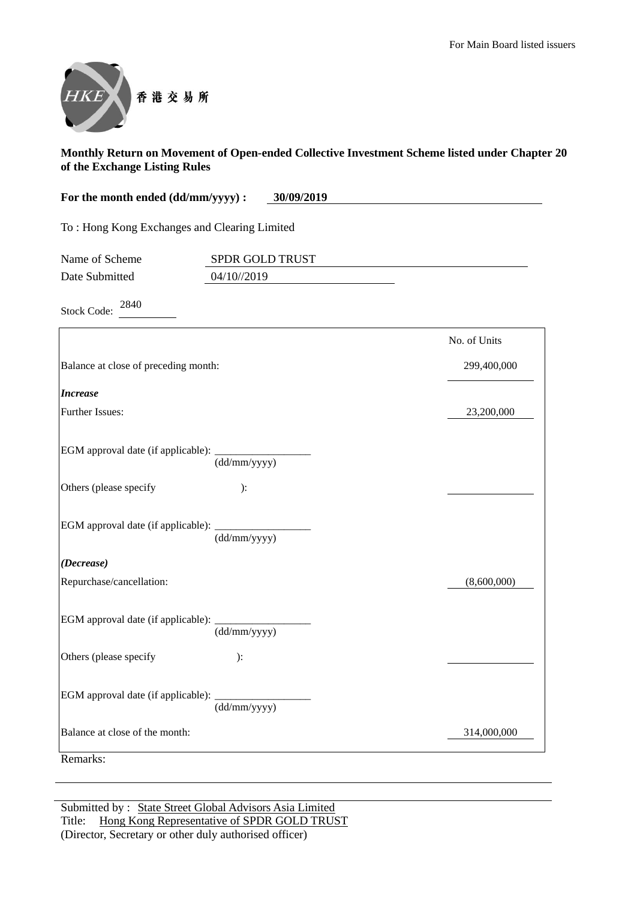For Main Board listed issuers

香港交易所

**Monthly Return on Movement of Open-ended Collective Investment Scheme listed under Chapter 20 of the Exchange Listing Rules**

**For the month ended (dd/mm/yyyy) : 30/09/2019**

To : Hong Kong Exchanges and Clearing Limited

Name of Scheme: SPDR GOLD TRUST

Date Submitted: 04/10//2019

Stock Code: 2840

| | No. of Units |
|---|---|
| Balance at close of preceding month: | 299,400,000 |
| ***Increase*** | |
| Further Issues: | 23,200,000 |
| EGM approval date (if applicable): ________ (dd/mm/yyyy) | |
| Others (please specify ): | |
| EGM approval date (if applicable): ________ (dd/mm/yyyy) | |
| ***(Decrease)*** | |
| Repurchase/cancellation: | (8,600,000) |
| EGM approval date (if applicable): ________ (dd/mm/yyyy) | |
| Others (please specify ): | |
| EGM approval date (if applicable): ________ (dd/mm/yyyy) | |
| Balance at close of the month: | 314,000,000 |

Remarks:

Submitted by : State Street Global Advisors Asia Limited

Title: Hong Kong Representative of SPDR GOLD TRUST

(Director, Secretary or other duly authorised officer)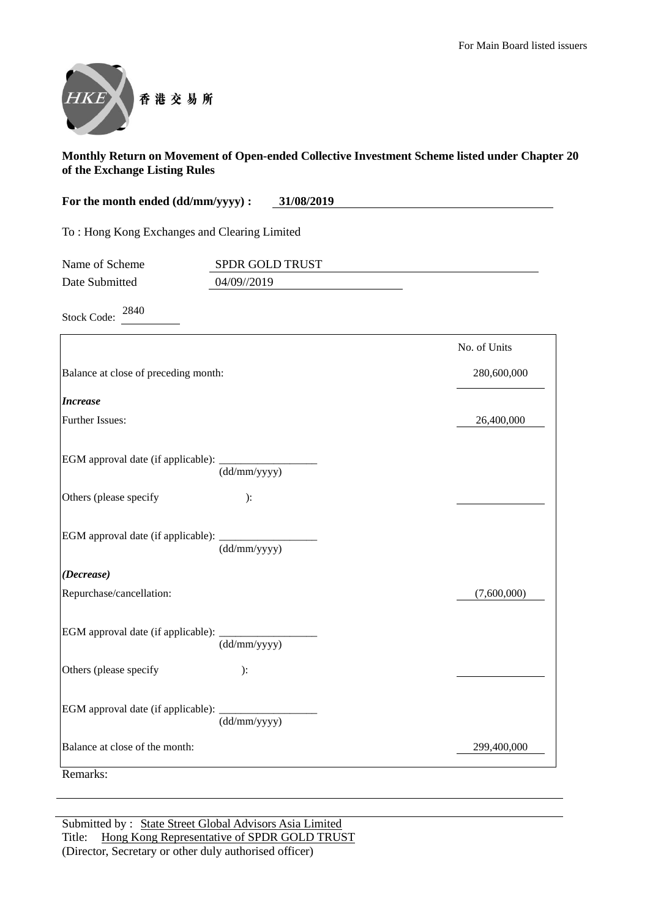For Main Board listed issuers

HKEX 香港交易所

**Monthly Return on Movement of Open-ended Collective Investment Scheme listed under Chapter 20 of the Exchange Listing Rules**

**For the month ended (dd/mm/yyyy) : 31/08/2019**

To : Hong Kong Exchanges and Clearing Limited

Name of Scheme: SPDR GOLD TRUST

Date Submitted: 04/09//2019

Stock Code: 2840

| | No. of Units |
|---|---|
| Balance at close of preceding month: | 280,600,000 |
| ***Increase*** | |
| Further Issues: | 26,400,000 |
| EGM approval date (if applicable): ________ (dd/mm/yyyy) | |
| Others (please specify ): | |
| EGM approval date (if applicable): ________ (dd/mm/yyyy) | |
| ***(Decrease)*** | |
| Repurchase/cancellation: | (7,600,000) |
| EGM approval date (if applicable): ________ (dd/mm/yyyy) | |
| Others (please specify ): | |
| EGM approval date (if applicable): ________ (dd/mm/yyyy) | |
| Balance at close of the month: | 299,400,000 |

Remarks:

Submitted by : State Street Global Advisors Asia Limited

Title: Hong Kong Representative of SPDR GOLD TRUST

(Director, Secretary or other duly authorised officer)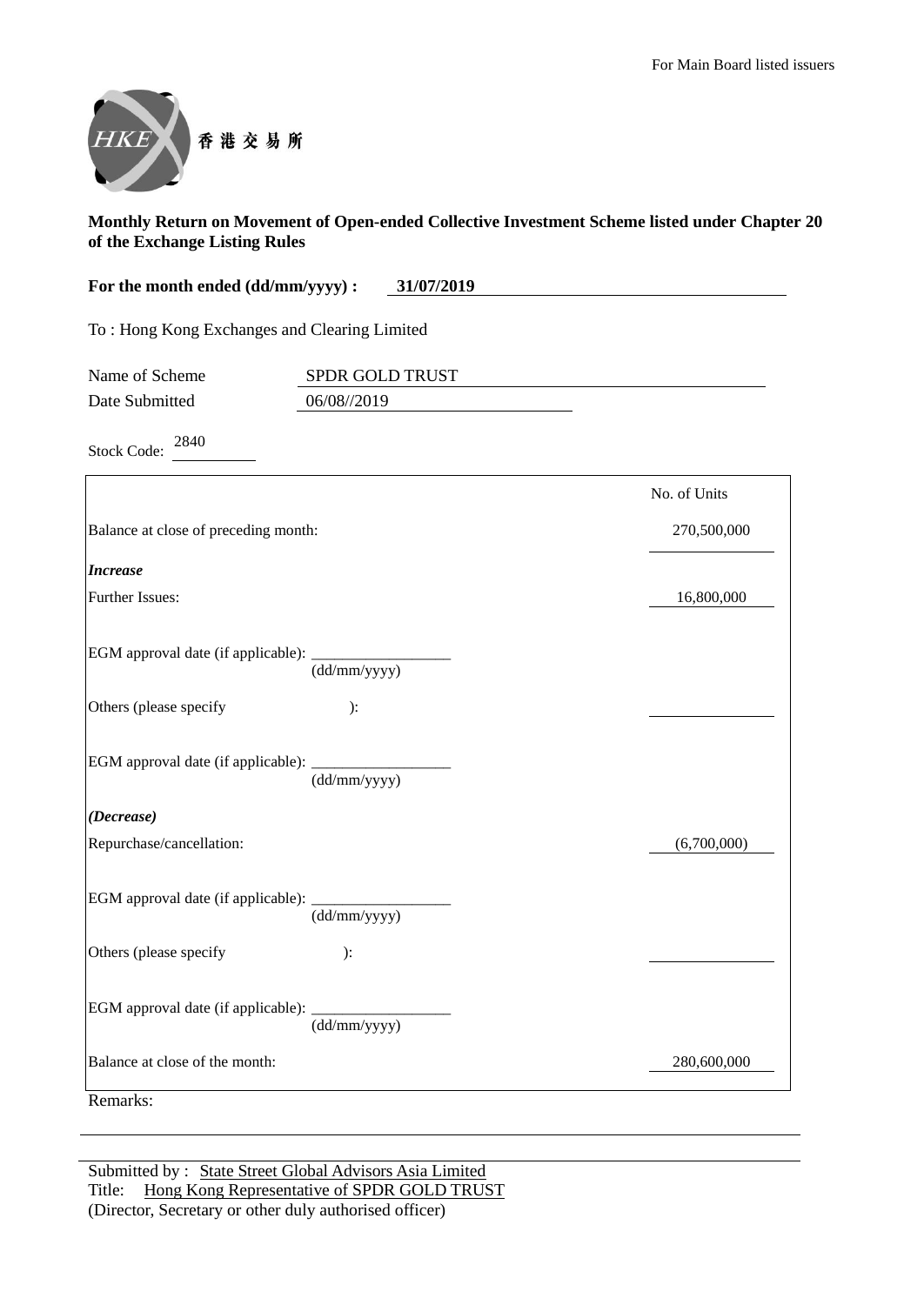For Main Board listed issuers

HKEX 香港交易所

**Monthly Return on Movement of Open-ended Collective Investment Scheme listed under Chapter 20 of the Exchange Listing Rules**

**For the month ended (dd/mm/yyyy) : 31/07/2019**

To : Hong Kong Exchanges and Clearing Limited

Name of Scheme: SPDR GOLD TRUST

Date Submitted: 06/08//2019

Stock Code: 2840

| | No. of Units |
|---|---|
| Balance at close of preceding month: | 270,500,000 |
| ***Increase*** | |
| Further Issues: | 16,800,000 |
| EGM approval date (if applicable): ________ (dd/mm/yyyy) | |
| Others (please specify ): | |
| EGM approval date (if applicable): ________ (dd/mm/yyyy) | |
| ***(Decrease)*** | |
| Repurchase/cancellation: | (6,700,000) |
| EGM approval date (if applicable): ________ (dd/mm/yyyy) | |
| Others (please specify ): | |
| EGM approval date (if applicable): ________ (dd/mm/yyyy) | |
| Balance at close of the month: | 280,600,000 |

Remarks:

Submitted by : State Street Global Advisors Asia Limited
Title: Hong Kong Representative of SPDR GOLD TRUST
(Director, Secretary or other duly authorised officer)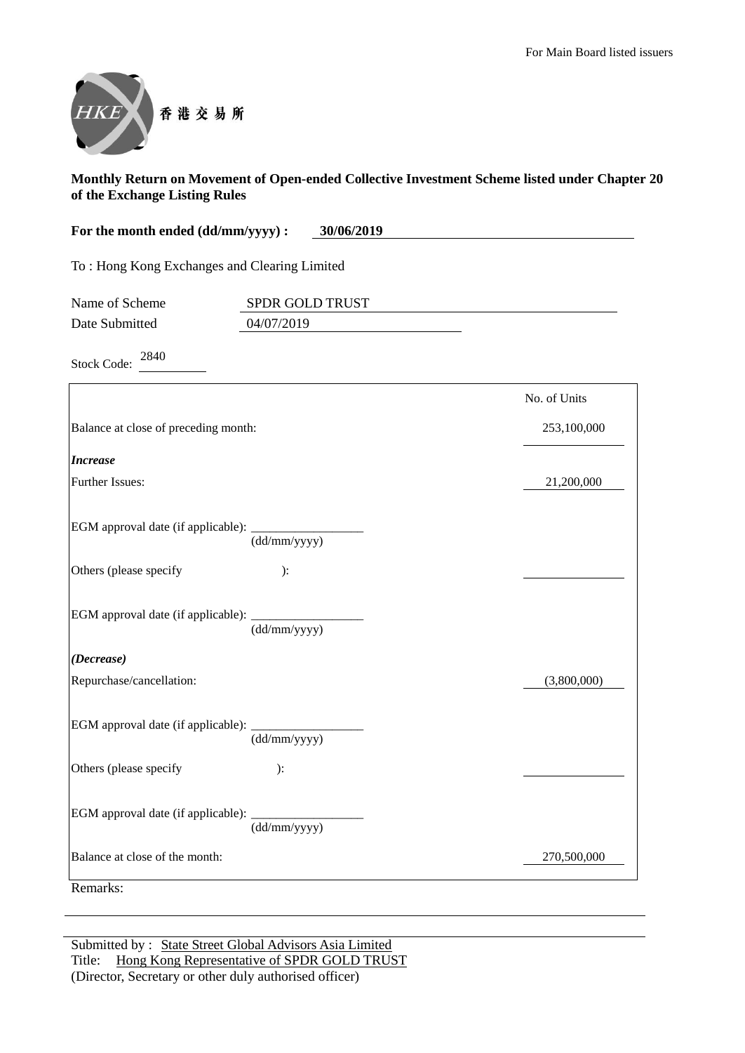For Main Board listed issuers

HKEX 香港交易所

**Monthly Return on Movement of Open-ended Collective Investment Scheme listed under Chapter 20 of the Exchange Listing Rules**

**For the month ended (dd/mm/yyyy) : 30/06/2019**

To : Hong Kong Exchanges and Clearing Limited

Name of Scheme: SPDR GOLD TRUST

Date Submitted: 04/07/2019

Stock Code: 2840

| | No. of Units |
|---|---|
| Balance at close of preceding month: | 253,100,000 |
| ***Increase*** | |
| Further Issues: | 21,200,000 |
| EGM approval date (if applicable): ________ (dd/mm/yyyy) | |
| Others (please specify ): | |
| EGM approval date (if applicable): ________ (dd/mm/yyyy) | |
| ***(Decrease)*** | |
| Repurchase/cancellation: | (3,800,000) |
| EGM approval date (if applicable): ________ (dd/mm/yyyy) | |
| Others (please specify ): | |
| EGM approval date (if applicable): ________ (dd/mm/yyyy) | |
| Balance at close of the month: | 270,500,000 |

Remarks:

Submitted by : State Street Global Advisors Asia Limited

Title: Hong Kong Representative of SPDR GOLD TRUST

(Director, Secretary or other duly authorised officer)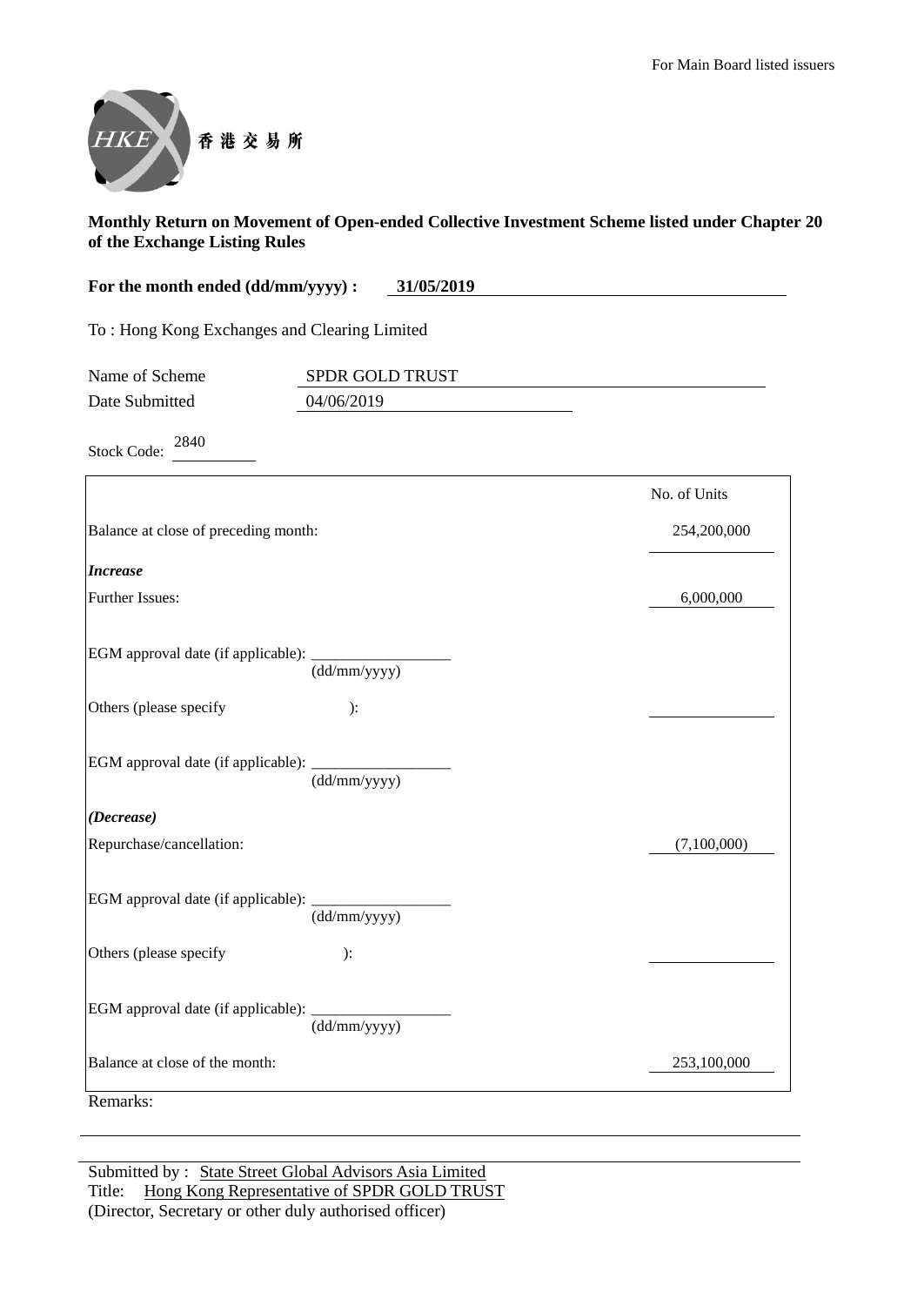For Main Board listed issuers

香港交易所

**Monthly Return on Movement of Open-ended Collective Investment Scheme listed under Chapter 20 of the Exchange Listing Rules**

**For the month ended (dd/mm/yyyy) : 31/05/2019**

To : Hong Kong Exchanges and Clearing Limited

Name of Scheme: SPDR GOLD TRUST

Date Submitted: 04/06/2019

Stock Code: 2840

| | No. of Units |
|---|---|
| Balance at close of preceding month: | 254,200,000 |
| ***Increase*** | |
| Further Issues: | 6,000,000 |
| EGM approval date (if applicable): ________ (dd/mm/yyyy) | |
| Others (please specify ): | |
| EGM approval date (if applicable): ________ (dd/mm/yyyy) | |
| ***(Decrease)*** | |
| Repurchase/cancellation: | (7,100,000) |
| EGM approval date (if applicable): ________ (dd/mm/yyyy) | |
| Others (please specify ): | |
| EGM approval date (if applicable): ________ (dd/mm/yyyy) | |
| Balance at close of the month: | 253,100,000 |

Remarks:

Submitted by : State Street Global Advisors Asia Limited
Title: Hong Kong Representative of SPDR GOLD TRUST
(Director, Secretary or other duly authorised officer)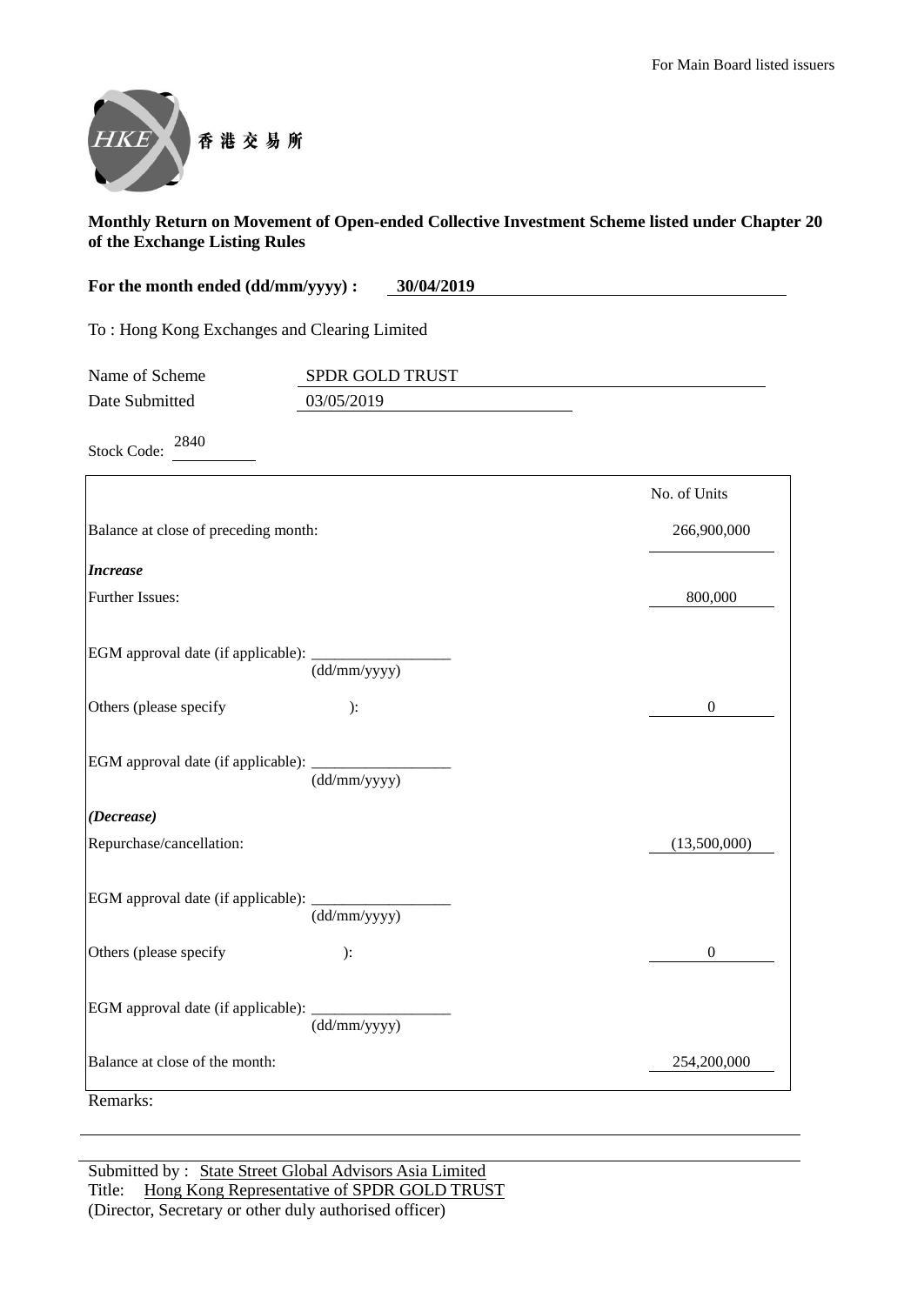For Main Board listed issuers

香港交易所

**Monthly Return on Movement of Open-ended Collective Investment Scheme listed under Chapter 20 of the Exchange Listing Rules**

**For the month ended (dd/mm/yyyy) : 30/04/2019**

To : Hong Kong Exchanges and Clearing Limited

Name of Scheme: SPDR GOLD TRUST

Date Submitted: 03/05/2019

Stock Code: 2840

| | No. of Units |
|---|---|
| Balance at close of preceding month: | 266,900,000 |
| ***Increase*** | |
| Further Issues: | 800,000 |
| EGM approval date (if applicable): ________ (dd/mm/yyyy) | |
| Others (please specify ): | 0 |
| EGM approval date (if applicable): ________ (dd/mm/yyyy) | |
| ***(Decrease)*** | |
| Repurchase/cancellation: | (13,500,000) |
| EGM approval date (if applicable): ________ (dd/mm/yyyy) | |
| Others (please specify ): | 0 |
| EGM approval date (if applicable): ________ (dd/mm/yyyy) | |
| Balance at close of the month: | 254,200,000 |

Remarks:

Submitted by : State Street Global Advisors Asia Limited
Title: Hong Kong Representative of SPDR GOLD TRUST
(Director, Secretary or other duly authorised officer)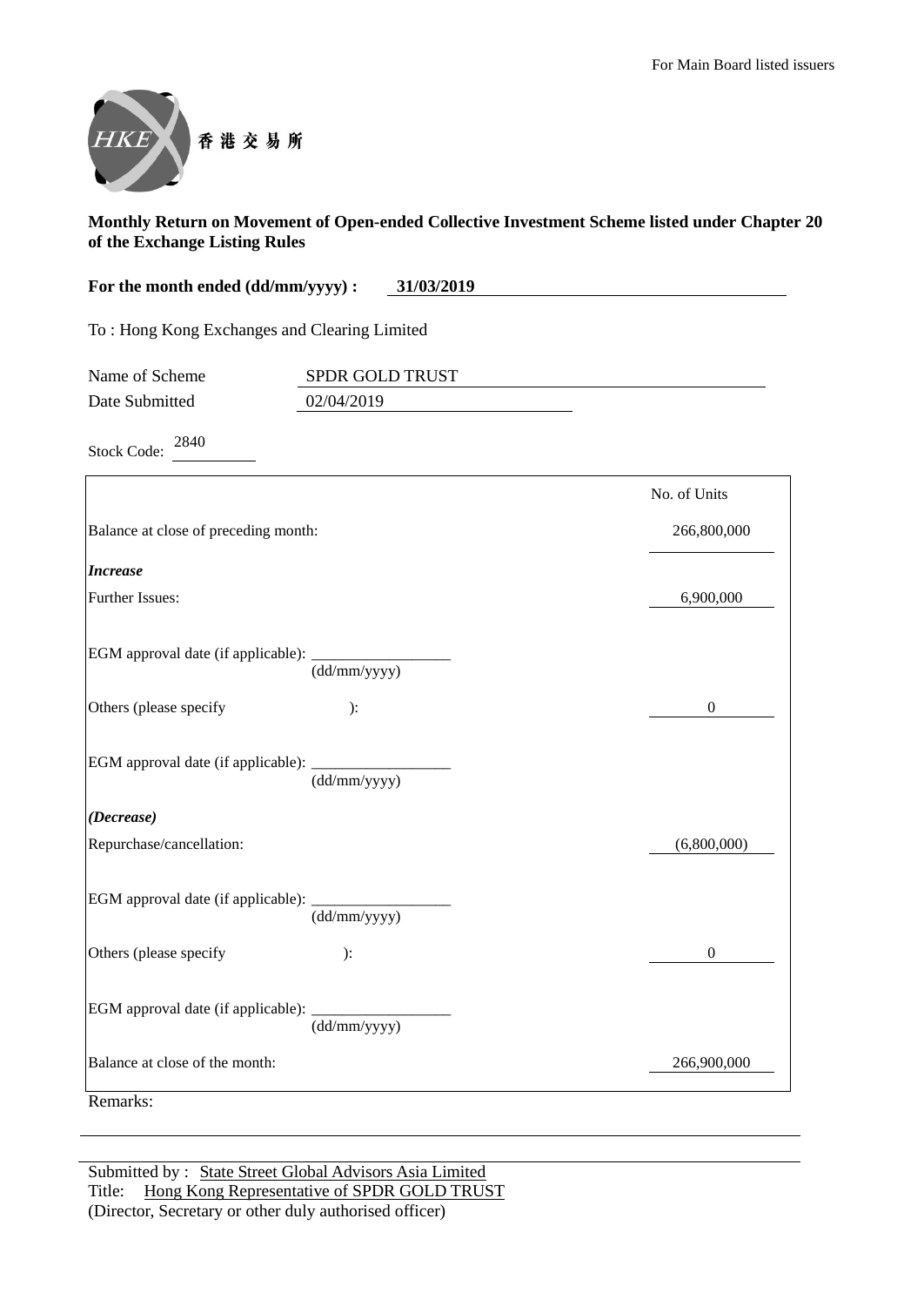For Main Board listed issuers

香港交易所

**Monthly Return on Movement of Open-ended Collective Investment Scheme listed under Chapter 20 of the Exchange Listing Rules**

**For the month ended (dd/mm/yyyy) : 31/03/2019**

To : Hong Kong Exchanges and Clearing Limited

Name of Scheme: SPDR GOLD TRUST

Date Submitted: 02/04/2019

Stock Code: 2840

| | No. of Units |
|---|---|
| Balance at close of preceding month: | 266,800,000 |
| ***Increase*** | |
| Further Issues: | 6,900,000 |
| EGM approval date (if applicable): ________ (dd/mm/yyyy) | |
| Others (please specify ): | 0 |
| EGM approval date (if applicable): ________ (dd/mm/yyyy) | |
| ***(Decrease)*** | |
| Repurchase/cancellation: | (6,800,000) |
| EGM approval date (if applicable): ________ (dd/mm/yyyy) | |
| Others (please specify ): | 0 |
| EGM approval date (if applicable): ________ (dd/mm/yyyy) | |
| Balance at close of the month: | 266,900,000 |

Remarks:

Submitted by : State Street Global Advisors Asia Limited

Title: Hong Kong Representative of SPDR GOLD TRUST

(Director, Secretary or other duly authorised officer)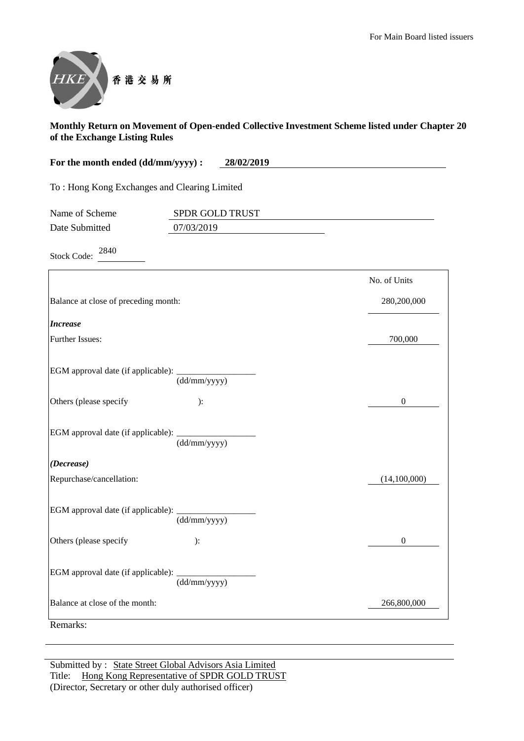For Main Board listed issuers

香港交易所

**Monthly Return on Movement of Open-ended Collective Investment Scheme listed under Chapter 20 of the Exchange Listing Rules**

**For the month ended (dd/mm/yyyy) : 28/02/2019**

To : Hong Kong Exchanges and Clearing Limited

Name of Scheme: SPDR GOLD TRUST

Date Submitted: 07/03/2019

Stock Code: 2840

| | No. of Units |
|---|---|
| Balance at close of preceding month: | 280,200,000 |
| ***Increase*** | |
| Further Issues: | 700,000 |
| EGM approval date (if applicable): ______ (dd/mm/yyyy) | |
| Others (please specify ): | 0 |
| EGM approval date (if applicable): ______ (dd/mm/yyyy) | |
| ***(Decrease)*** | |
| Repurchase/cancellation: | (14,100,000) |
| EGM approval date (if applicable): ______ (dd/mm/yyyy) | |
| Others (please specify ): | 0 |
| EGM approval date (if applicable): ______ (dd/mm/yyyy) | |
| Balance at close of the month: | 266,800,000 |

Remarks:

Submitted by : State Street Global Advisors Asia Limited

Title: Hong Kong Representative of SPDR GOLD TRUST

(Director, Secretary or other duly authorised officer)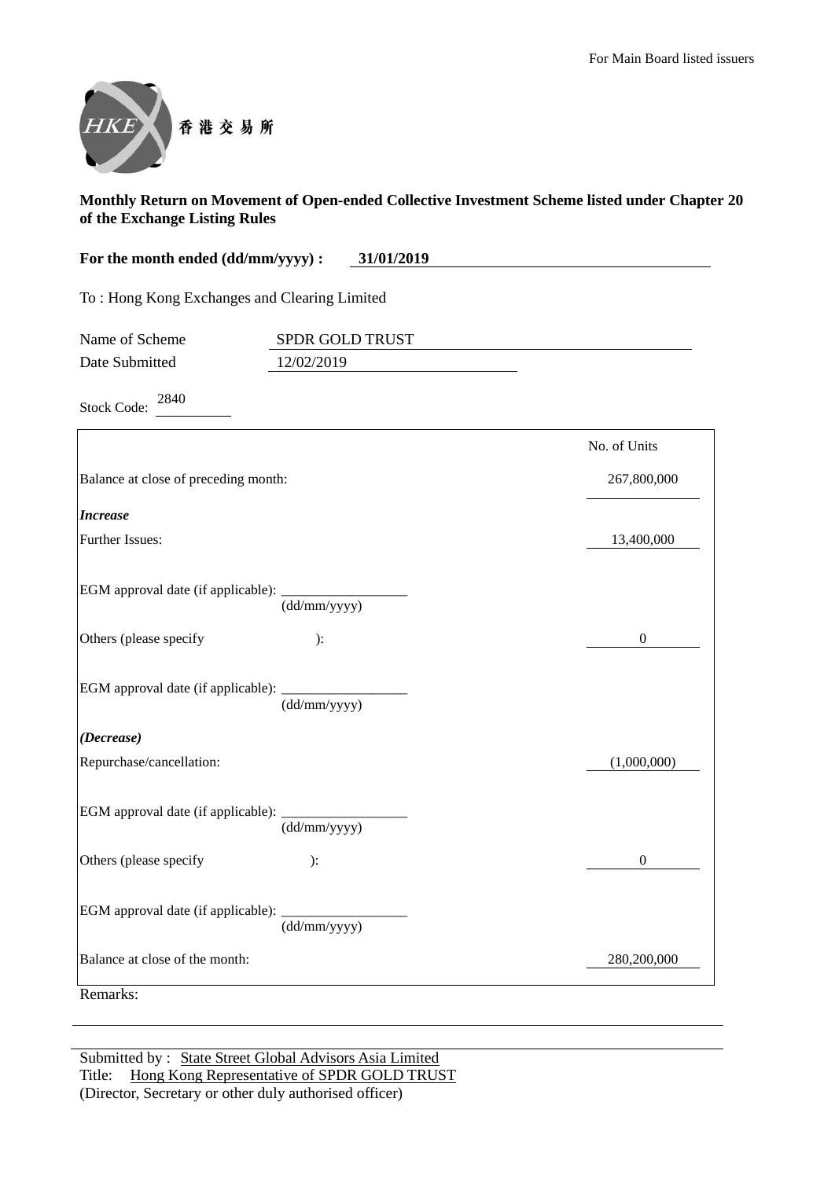For Main Board listed issuers

香港交易所

**Monthly Return on Movement of Open-ended Collective Investment Scheme listed under Chapter 20 of the Exchange Listing Rules**

**For the month ended (dd/mm/yyyy) : 31/01/2019**

To : Hong Kong Exchanges and Clearing Limited

Name of Scheme: SPDR GOLD TRUST

Date Submitted: 12/02/2019

Stock Code: 2840

| | No. of Units |
|---|---|
| Balance at close of preceding month: | 267,800,000 |
| ***Increase*** | |
| Further Issues: | 13,400,000 |
| EGM approval date (if applicable): __________ (dd/mm/yyyy) | |
| Others (please specify ): | 0 |
| EGM approval date (if applicable): __________ (dd/mm/yyyy) | |
| ***(Decrease)*** | |
| Repurchase/cancellation: | (1,000,000) |
| EGM approval date (if applicable): __________ (dd/mm/yyyy) | |
| Others (please specify ): | 0 |
| EGM approval date (if applicable): __________ (dd/mm/yyyy) | |
| Balance at close of the month: | 280,200,000 |

Remarks:

Submitted by : State Street Global Advisors Asia Limited

Title: Hong Kong Representative of SPDR GOLD TRUST

(Director, Secretary or other duly authorised officer)